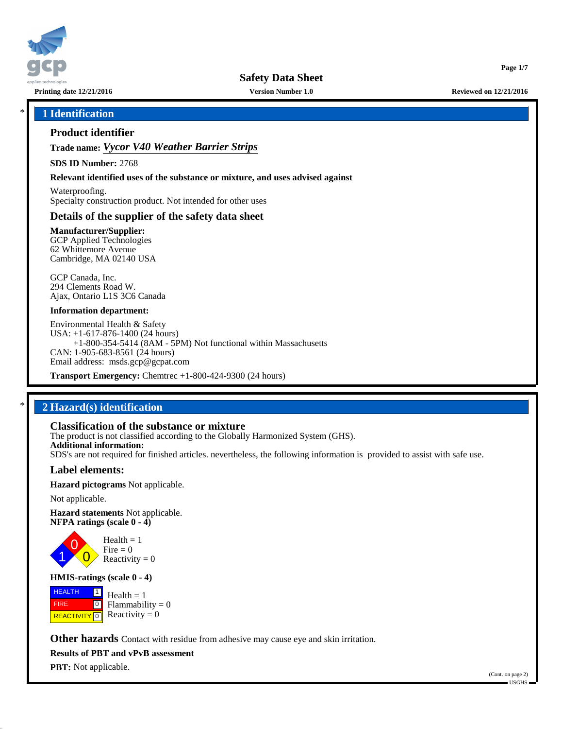# 1 Identification

## Product identifier

**Trade name:** ***Vycor V40 Weather Barrier Strips***

**SDS ID Number:** 2768

**Relevant identified uses of the substance or mixture, and uses advised against**

Waterproofing.
Specialty construction product. Not intended for other uses

## Details of the supplier of the safety data sheet

**Manufacturer/Supplier:**
GCP Applied Technologies
62 Whittemore Avenue
Cambridge, MA 02140 USA

GCP Canada, Inc.
294 Clements Road W.
Ajax, Ontario L1S 3C6 Canada

**Information department:**

Environmental Health & Safety
USA: +1-617-876-1400 (24 hours)
+1-800-354-5414 (8AM - 5PM) Not functional within Massachusetts
CAN: 1-905-683-8561 (24 hours)
Email address: msds.gcp@gcpat.com

**Transport Emergency:** Chemtrec +1-800-424-9300 (24 hours)

# 2 Hazard(s) identification

## Classification of the substance or mixture

The product is not classified according to the Globally Harmonized System (GHS).
**Additional information:**
SDS's are not required for finished articles. nevertheless, the following information is provided to assist with safe use.

## Label elements:

**Hazard pictograms** Not applicable.

Not applicable.

**Hazard statements** Not applicable.
**NFPA ratings (scale 0 - 4)**

Health = 1
Fire = 0
Reactivity = 0

**HMIS-ratings (scale 0 - 4)**

| | | |
|---|---|---|
| HEALTH | 1 | Health = 1 |
| FIRE | 0 | Flammability = 0 |
| REACTIVITY | 0 | Reactivity = 0 |

**Other hazards** Contact with residue from adhesive may cause eye and skin irritation.

**Results of PBT and vPvB assessment**

**PBT:** Not applicable.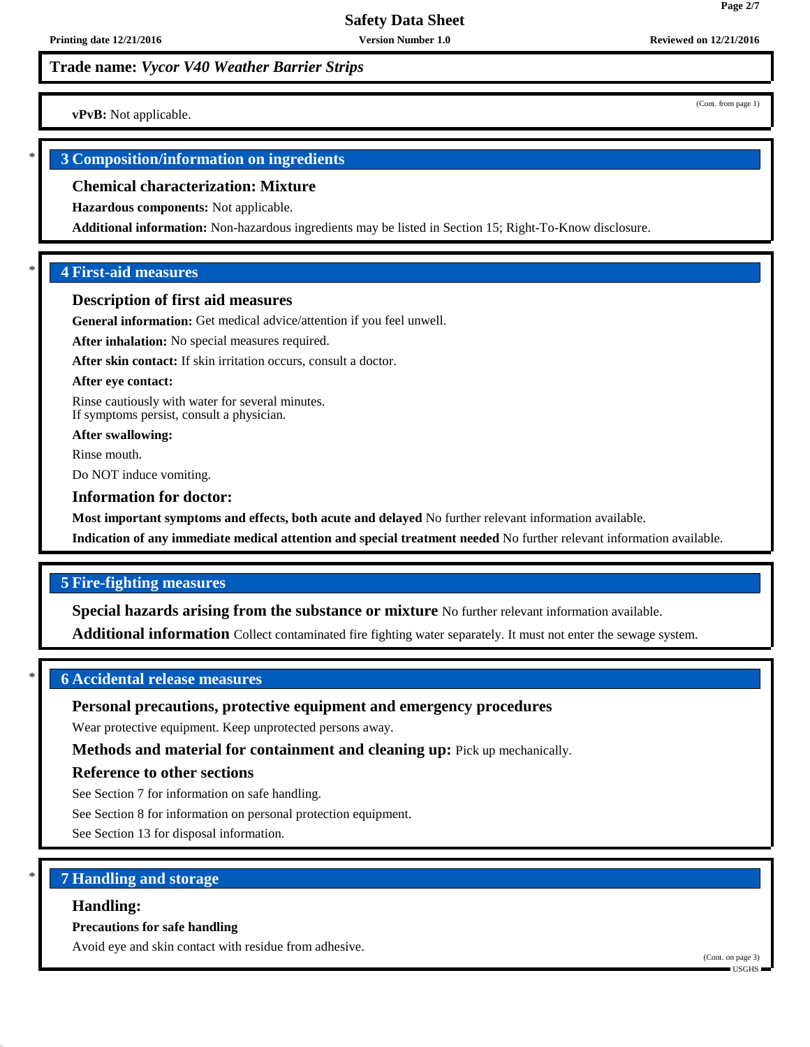**Trade name:** *Vycor V40 Weather Barrier Strips*

(Cont. from page 1)

**vPvB:** Not applicable.

## 3 Composition/information on ingredients

### Chemical characterization: Mixture

**Hazardous components:** Not applicable.

**Additional information:** Non-hazardous ingredients may be listed in Section 15; Right-To-Know disclosure.

## 4 First-aid measures

### Description of first aid measures

**General information:** Get medical advice/attention if you feel unwell.

**After inhalation:** No special measures required.

**After skin contact:** If skin irritation occurs, consult a doctor.

**After eye contact:**

Rinse cautiously with water for several minutes.
If symptoms persist, consult a physician.

**After swallowing:**

Rinse mouth.

Do NOT induce vomiting.

### Information for doctor:

**Most important symptoms and effects, both acute and delayed** No further relevant information available.

**Indication of any immediate medical attention and special treatment needed** No further relevant information available.

## 5 Fire-fighting measures

**Special hazards arising from the substance or mixture** No further relevant information available.

**Additional information** Collect contaminated fire fighting water separately. It must not enter the sewage system.

## 6 Accidental release measures

### Personal precautions, protective equipment and emergency procedures

Wear protective equipment. Keep unprotected persons away.

**Methods and material for containment and cleaning up:** Pick up mechanically.

### Reference to other sections

See Section 7 for information on safe handling.

See Section 8 for information on personal protection equipment.

See Section 13 for disposal information.

## 7 Handling and storage

### Handling:

**Precautions for safe handling**

Avoid eye and skin contact with residue from adhesive.

(Cont. on page 3)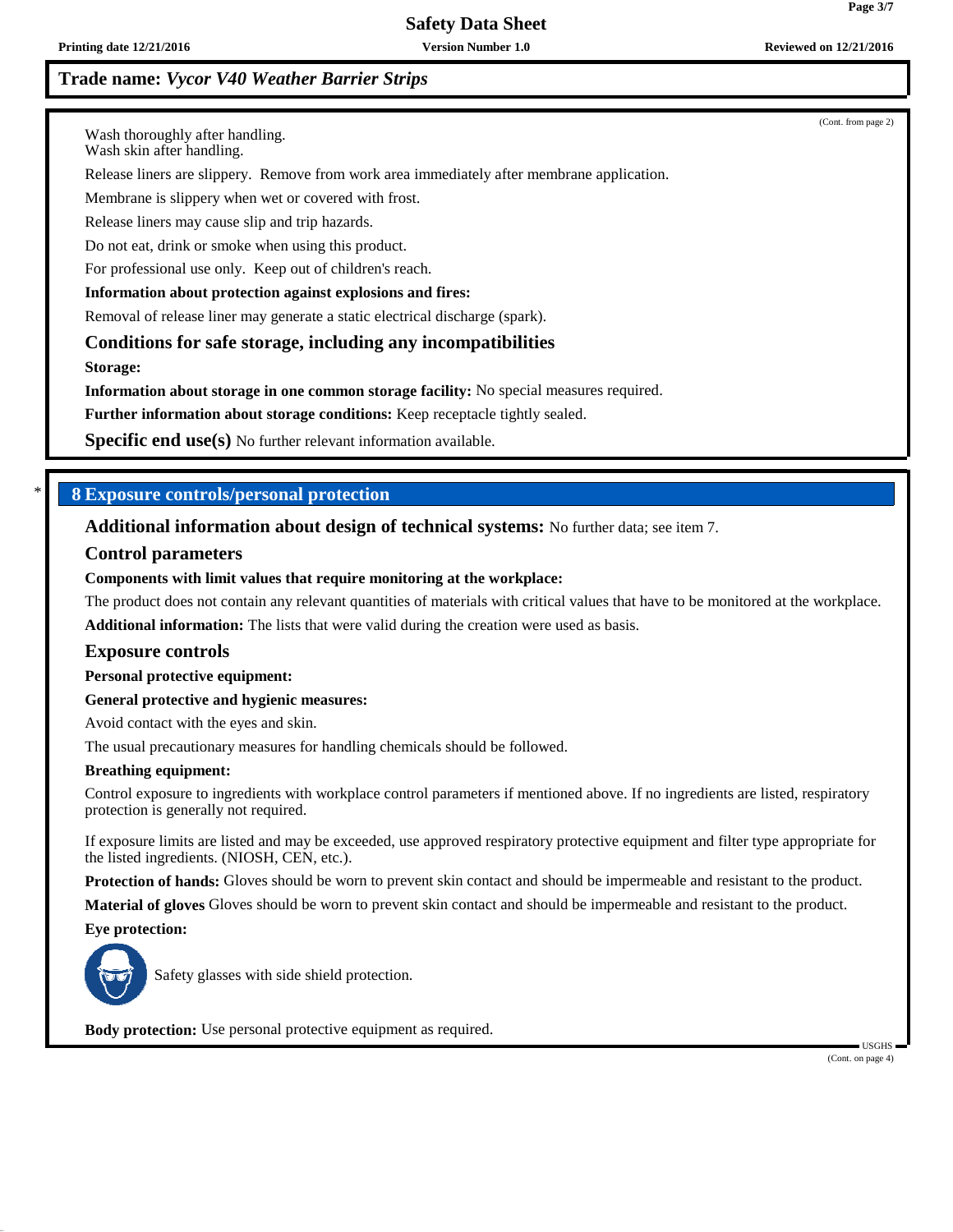**Trade name:** *Vycor V40 Weather Barrier Strips*

(Cont. from page 2)

Wash thoroughly after handling.
Wash skin after handling.

Release liners are slippery. Remove from work area immediately after membrane application.

Membrane is slippery when wet or covered with frost.

Release liners may cause slip and trip hazards.

Do not eat, drink or smoke when using this product.

For professional use only. Keep out of children's reach.

**Information about protection against explosions and fires:**

Removal of release liner may generate a static electrical discharge (spark).

### Conditions for safe storage, including any incompatibilities

**Storage:**

**Information about storage in one common storage facility:** No special measures required.

**Further information about storage conditions:** Keep receptacle tightly sealed.

**Specific end use(s)** No further relevant information available.

## * 8 Exposure controls/personal protection

### Additional information about design of technical systems: No further data; see item 7.

### Control parameters

**Components with limit values that require monitoring at the workplace:**

The product does not contain any relevant quantities of materials with critical values that have to be monitored at the workplace.

**Additional information:** The lists that were valid during the creation were used as basis.

### Exposure controls

**Personal protective equipment:**

**General protective and hygienic measures:**

Avoid contact with the eyes and skin.

The usual precautionary measures for handling chemicals should be followed.

**Breathing equipment:**

Control exposure to ingredients with workplace control parameters if mentioned above. If no ingredients are listed, respiratory protection is generally not required.

If exposure limits are listed and may be exceeded, use approved respiratory protective equipment and filter type appropriate for the listed ingredients. (NIOSH, CEN, etc.).

**Protection of hands:** Gloves should be worn to prevent skin contact and should be impermeable and resistant to the product.

**Material of gloves** Gloves should be worn to prevent skin contact and should be impermeable and resistant to the product.

**Eye protection:**

Safety glasses with side shield protection.

**Body protection:** Use personal protective equipment as required.

(Cont. on page 4)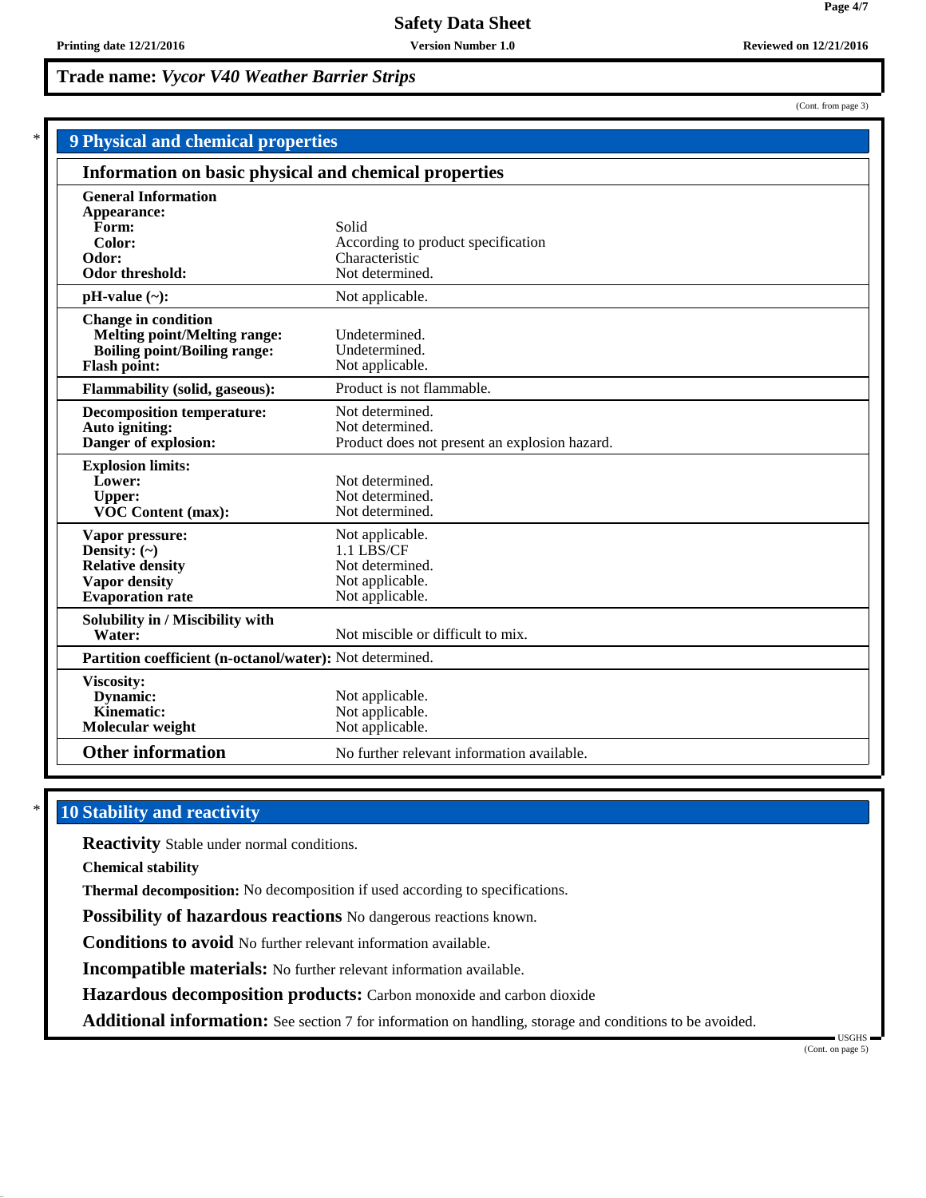**Trade name:** *Vycor V40 Weather Barrier Strips*

(Cont. from page 3)

## 9 Physical and chemical properties

### Information on basic physical and chemical properties

| | |
|---|---|
| **General Information** | |
| **Appearance:** | |
| **Form:** | Solid |
| **Color:** | According to product specification |
| **Odor:** | Characteristic |
| **Odor threshold:** | Not determined. |
| **pH-value (~):** | Not applicable. |
| **Change in condition** | |
| **Melting point/Melting range:** | Undetermined. |
| **Boiling point/Boiling range:** | Undetermined. |
| **Flash point:** | Not applicable. |
| **Flammability (solid, gaseous):** | Product is not flammable. |
| **Decomposition temperature:** | Not determined. |
| **Auto igniting:** | Not determined. |
| **Danger of explosion:** | Product does not present an explosion hazard. |
| **Explosion limits:** | |
| **Lower:** | Not determined. |
| **Upper:** | Not determined. |
| **VOC Content (max):** | Not determined. |
| **Vapor pressure:** | Not applicable. |
| **Density: (~)** | 1.1 LBS/CF |
| **Relative density** | Not determined. |
| **Vapor density** | Not applicable. |
| **Evaporation rate** | Not applicable. |
| **Solubility in / Miscibility with** | |
| **Water:** | Not miscible or difficult to mix. |
| **Partition coefficient (n-octanol/water):** | Not determined. |
| **Viscosity:** | |
| **Dynamic:** | Not applicable. |
| **Kinematic:** | Not applicable. |
| **Molecular weight** | Not applicable. |
| **Other information** | No further relevant information available. |

## 10 Stability and reactivity

**Reactivity** Stable under normal conditions.

**Chemical stability**

**Thermal decomposition:** No decomposition if used according to specifications.

**Possibility of hazardous reactions** No dangerous reactions known.

**Conditions to avoid** No further relevant information available.

**Incompatible materials:** No further relevant information available.

**Hazardous decomposition products:** Carbon monoxide and carbon dioxide

**Additional information:** See section 7 for information on handling, storage and conditions to be avoided.

(Cont. on page 5)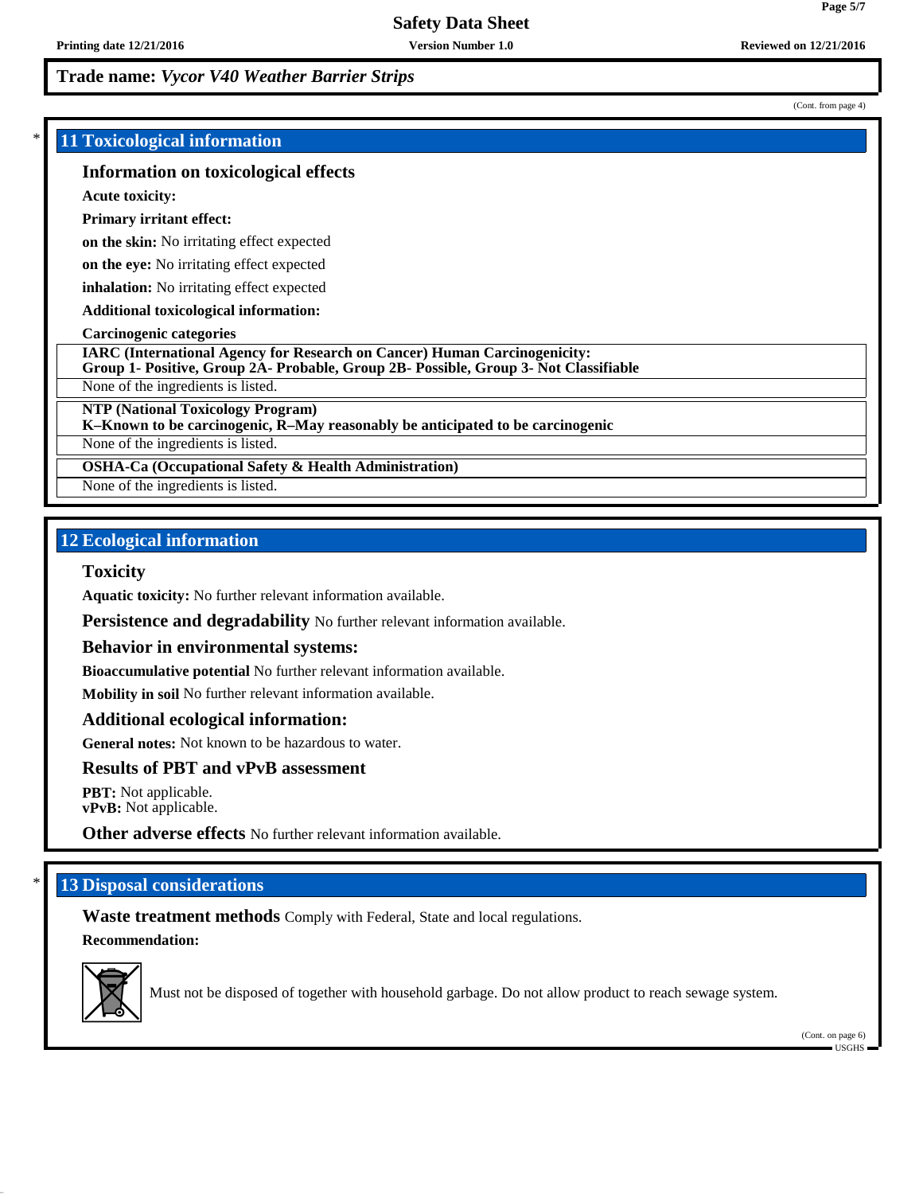**Trade name:** *Vycor V40 Weather Barrier Strips*

(Cont. from page 4)

## 11 Toxicological information

### Information on toxicological effects

**Acute toxicity:**

**Primary irritant effect:**

**on the skin:** No irritating effect expected

**on the eye:** No irritating effect expected

**inhalation:** No irritating effect expected

**Additional toxicological information:**

**Carcinogenic categories**

| **IARC (International Agency for Research on Cancer) Human Carcinogenicity: Group 1- Positive, Group 2A- Probable, Group 2B- Possible, Group 3- Not Classifiable** |
|---|
| None of the ingredients is listed. |

| **NTP (National Toxicology Program) K–Known to be carcinogenic, R–May reasonably be anticipated to be carcinogenic** |
|---|
| None of the ingredients is listed. |

| **OSHA-Ca (Occupational Safety & Health Administration)** |
|---|
| None of the ingredients is listed. |

## 12 Ecological information

### Toxicity

**Aquatic toxicity:** No further relevant information available.

**Persistence and degradability** No further relevant information available.

### Behavior in environmental systems:

**Bioaccumulative potential** No further relevant information available.

**Mobility in soil** No further relevant information available.

### Additional ecological information:

**General notes:** Not known to be hazardous to water.

### Results of PBT and vPvB assessment

**PBT:** Not applicable.
**vPvB:** Not applicable.

**Other adverse effects** No further relevant information available.

## 13 Disposal considerations

**Waste treatment methods** Comply with Federal, State and local regulations.

**Recommendation:**

Must not be disposed of together with household garbage. Do not allow product to reach sewage system.

(Cont. on page 6)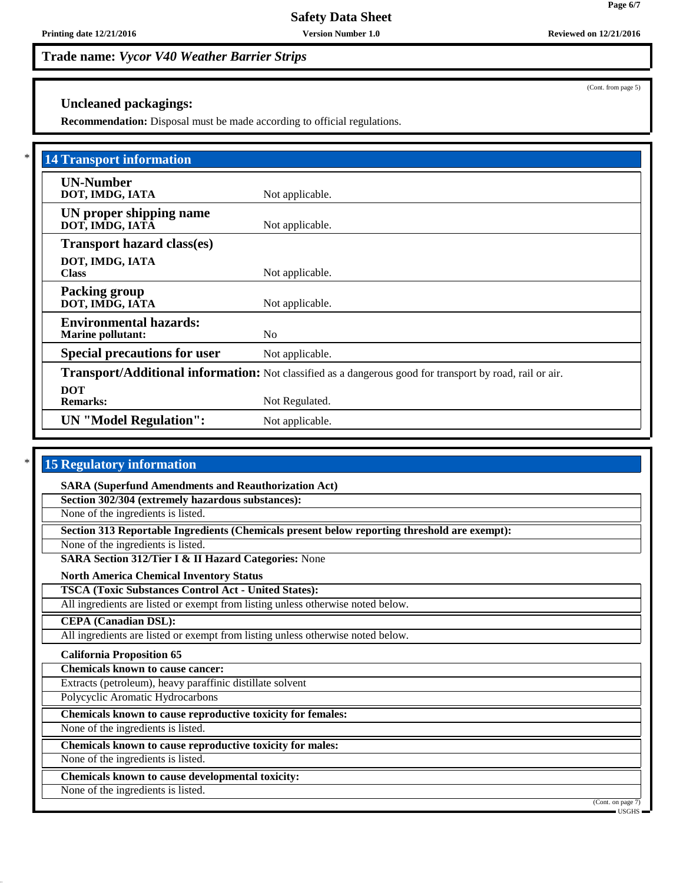**Trade name:** ***Vycor V40 Weather Barrier Strips***

(Cont. from page 5)

### Uncleaned packagings:

**Recommendation:** Disposal must be made according to official regulations.

## 14 Transport information

| | |
|---|---|
| **UN-Number**<br>**DOT, IMDG, IATA** | Not applicable. |
| **UN proper shipping name**<br>**DOT, IMDG, IATA** | Not applicable. |
| **Transport hazard class(es)**<br>**DOT, IMDG, IATA**<br>**Class** | Not applicable. |
| **Packing group**<br>**DOT, IMDG, IATA** | Not applicable. |
| **Environmental hazards:**<br>**Marine pollutant:** | No |
| **Special precautions for user** | Not applicable. |
| **Transport/Additional information:** | Not classified as a dangerous good for transport by road, rail or air. |
| **DOT**<br>**Remarks:** | Not Regulated. |
| **UN "Model Regulation":** | Not applicable. |

## 15 Regulatory information

**SARA (Superfund Amendments and Reauthorization Act)**

**Section 302/304 (extremely hazardous substances):**

None of the ingredients is listed.

**Section 313 Reportable Ingredients (Chemicals present below reporting threshold are exempt):**

None of the ingredients is listed.

**SARA Section 312/Tier I & II Hazard Categories:** None

**North America Chemical Inventory Status**

**TSCA (Toxic Substances Control Act - United States):**

All ingredients are listed or exempt from listing unless otherwise noted below.

**CEPA (Canadian DSL):**

All ingredients are listed or exempt from listing unless otherwise noted below.

**California Proposition 65**

**Chemicals known to cause cancer:**

Extracts (petroleum), heavy paraffinic distillate solvent

Polycyclic Aromatic Hydrocarbons

**Chemicals known to cause reproductive toxicity for females:**

None of the ingredients is listed.

**Chemicals known to cause reproductive toxicity for males:**

None of the ingredients is listed.

**Chemicals known to cause developmental toxicity:**

None of the ingredients is listed.

(Cont. on page 7)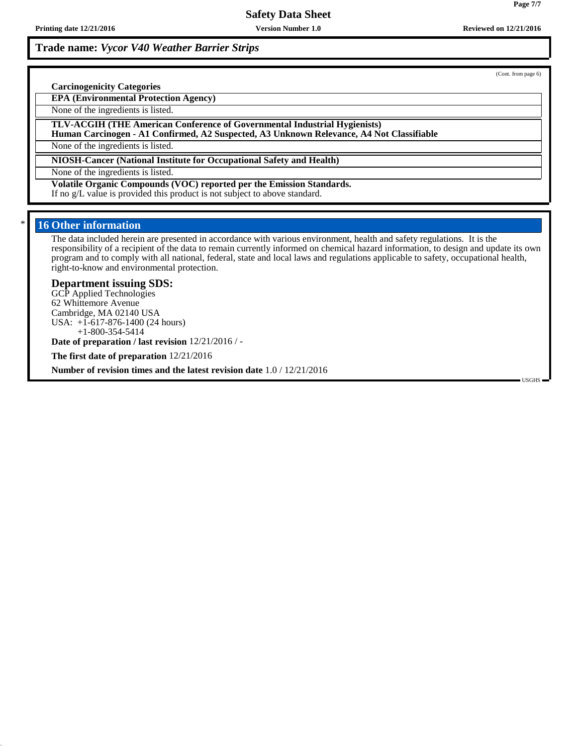Trade name: *Vycor V40 Weather Barrier Strips*

(Cont. from page 6)

**Carcinogenicity Categories**

**EPA (Environmental Protection Agency)**

None of the ingredients is listed.

**TLV-ACGIH (THE American Conference of Governmental Industrial Hygienists)**
**Human Carcinogen - A1 Confirmed, A2 Suspected, A3 Unknown Relevance, A4 Not Classifiable**

None of the ingredients is listed.

**NIOSH-Cancer (National Institute for Occupational Safety and Health)**

None of the ingredients is listed.

**Volatile Organic Compounds (VOC) reported per the Emission Standards.**
If no g/L value is provided this product is not subject to above standard.

## * 16 Other information

The data included herein are presented in accordance with various environment, health and safety regulations. It is the responsibility of a recipient of the data to remain currently informed on chemical hazard information, to design and update its own program and to comply with all national, federal, state and local laws and regulations applicable to safety, occupational health, right-to-know and environmental protection.

### Department issuing SDS:

GCP Applied Technologies
62 Whittemore Avenue
Cambridge, MA 02140 USA
USA: +1-617-876-1400 (24 hours)
+1-800-354-5414

**Date of preparation / last revision** 12/21/2016 / -

**The first date of preparation** 12/21/2016

**Number of revision times and the latest revision date** 1.0 / 12/21/2016

USGHS